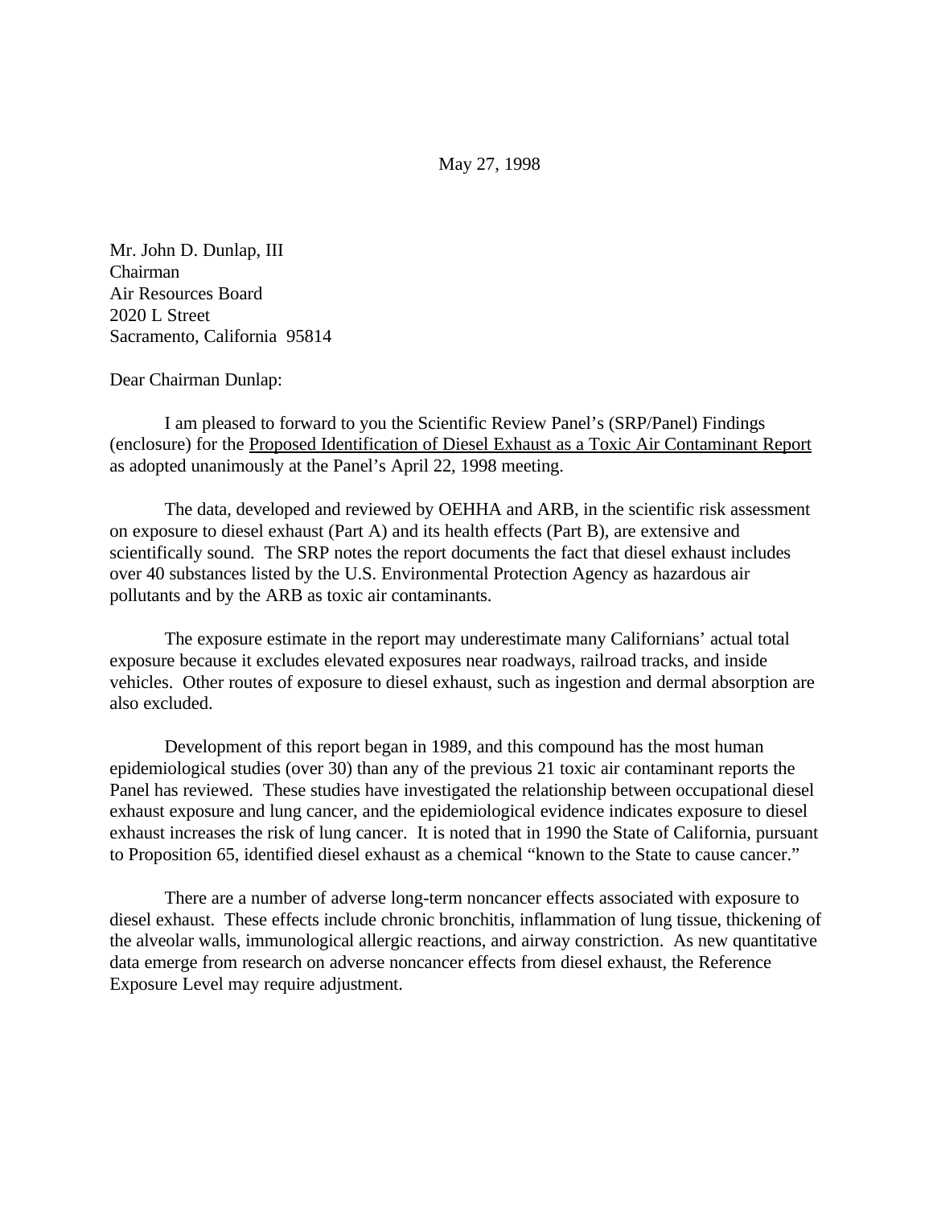May 27, 1998

Mr. John D. Dunlap, III
Chairman
Air Resources Board
2020 L Street
Sacramento, California 95814

Dear Chairman Dunlap:

I am pleased to forward to you the Scientific Review Panel's (SRP/Panel) Findings (enclosure) for the Proposed Identification of Diesel Exhaust as a Toxic Air Contaminant Report as adopted unanimously at the Panel's April 22, 1998 meeting.

The data, developed and reviewed by OEHHA and ARB, in the scientific risk assessment on exposure to diesel exhaust (Part A) and its health effects (Part B), are extensive and scientifically sound. The SRP notes the report documents the fact that diesel exhaust includes over 40 substances listed by the U.S. Environmental Protection Agency as hazardous air pollutants and by the ARB as toxic air contaminants.

The exposure estimate in the report may underestimate many Californians' actual total exposure because it excludes elevated exposures near roadways, railroad tracks, and inside vehicles. Other routes of exposure to diesel exhaust, such as ingestion and dermal absorption are also excluded.

Development of this report began in 1989, and this compound has the most human epidemiological studies (over 30) than any of the previous 21 toxic air contaminant reports the Panel has reviewed. These studies have investigated the relationship between occupational diesel exhaust exposure and lung cancer, and the epidemiological evidence indicates exposure to diesel exhaust increases the risk of lung cancer. It is noted that in 1990 the State of California, pursuant to Proposition 65, identified diesel exhaust as a chemical "known to the State to cause cancer."

There are a number of adverse long-term noncancer effects associated with exposure to diesel exhaust. These effects include chronic bronchitis, inflammation of lung tissue, thickening of the alveolar walls, immunological allergic reactions, and airway constriction. As new quantitative data emerge from research on adverse noncancer effects from diesel exhaust, the Reference Exposure Level may require adjustment.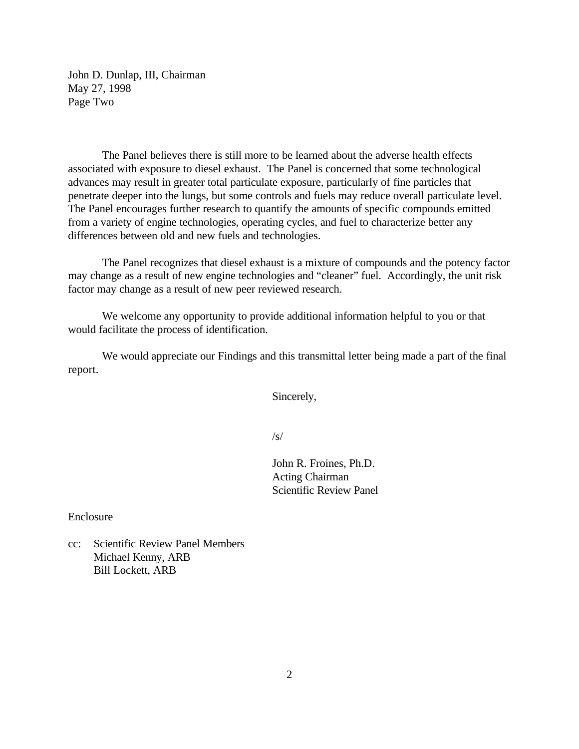John D. Dunlap, III, Chairman
May 27, 1998
Page Two

The Panel believes there is still more to be learned about the adverse health effects associated with exposure to diesel exhaust. The Panel is concerned that some technological advances may result in greater total particulate exposure, particularly of fine particles that penetrate deeper into the lungs, but some controls and fuels may reduce overall particulate level. The Panel encourages further research to quantify the amounts of specific compounds emitted from a variety of engine technologies, operating cycles, and fuel to characterize better any differences between old and new fuels and technologies.

The Panel recognizes that diesel exhaust is a mixture of compounds and the potency factor may change as a result of new engine technologies and "cleaner" fuel. Accordingly, the unit risk factor may change as a result of new peer reviewed research.

We welcome any opportunity to provide additional information helpful to you or that would facilitate the process of identification.

We would appreciate our Findings and this transmittal letter being made a part of the final report.

Sincerely,

/s/

John R. Froines, Ph.D.
Acting Chairman
Scientific Review Panel

Enclosure

cc: Scientific Review Panel Members
Michael Kenny, ARB
Bill Lockett, ARB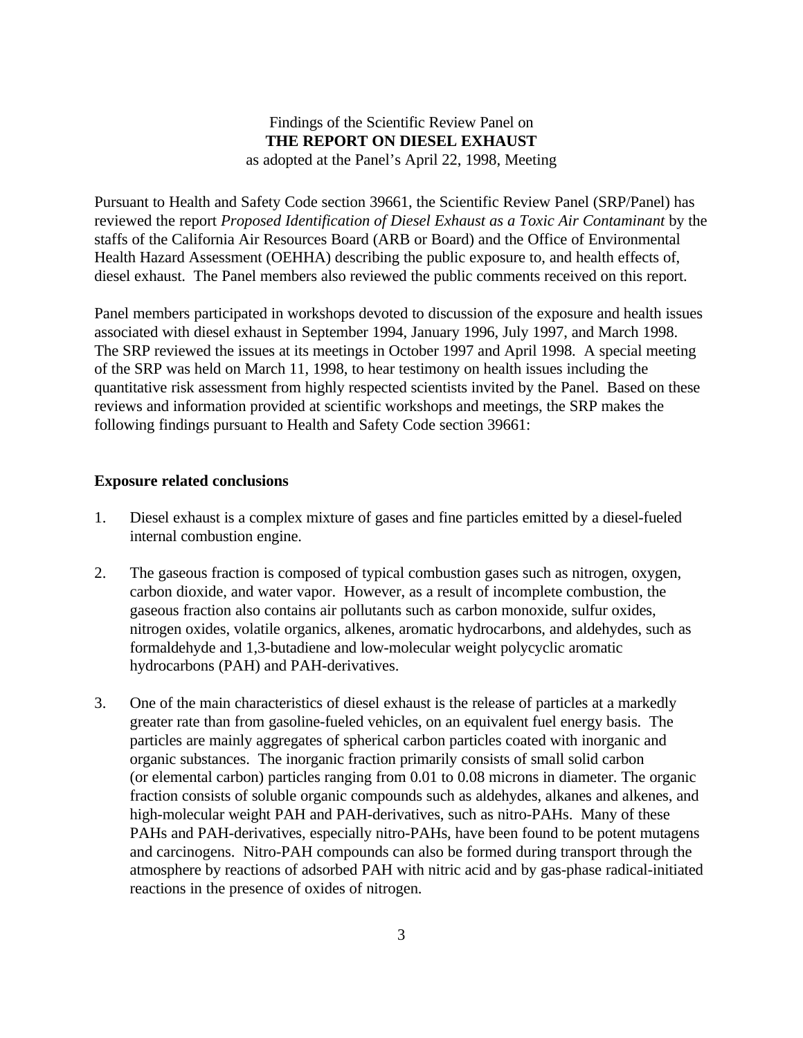Findings of the Scientific Review Panel on
**THE REPORT ON DIESEL EXHAUST**
as adopted at the Panel's April 22, 1998, Meeting

Pursuant to Health and Safety Code section 39661, the Scientific Review Panel (SRP/Panel) has reviewed the report *Proposed Identification of Diesel Exhaust as a Toxic Air Contaminant* by the staffs of the California Air Resources Board (ARB or Board) and the Office of Environmental Health Hazard Assessment (OEHHA) describing the public exposure to, and health effects of, diesel exhaust. The Panel members also reviewed the public comments received on this report.

Panel members participated in workshops devoted to discussion of the exposure and health issues associated with diesel exhaust in September 1994, January 1996, July 1997, and March 1998. The SRP reviewed the issues at its meetings in October 1997 and April 1998. A special meeting of the SRP was held on March 11, 1998, to hear testimony on health issues including the quantitative risk assessment from highly respected scientists invited by the Panel. Based on these reviews and information provided at scientific workshops and meetings, the SRP makes the following findings pursuant to Health and Safety Code section 39661:

**Exposure related conclusions**

1. Diesel exhaust is a complex mixture of gases and fine particles emitted by a diesel-fueled internal combustion engine.

2. The gaseous fraction is composed of typical combustion gases such as nitrogen, oxygen, carbon dioxide, and water vapor. However, as a result of incomplete combustion, the gaseous fraction also contains air pollutants such as carbon monoxide, sulfur oxides, nitrogen oxides, volatile organics, alkenes, aromatic hydrocarbons, and aldehydes, such as formaldehyde and 1,3-butadiene and low-molecular weight polycyclic aromatic hydrocarbons (PAH) and PAH-derivatives.

3. One of the main characteristics of diesel exhaust is the release of particles at a markedly greater rate than from gasoline-fueled vehicles, on an equivalent fuel energy basis. The particles are mainly aggregates of spherical carbon particles coated with inorganic and organic substances. The inorganic fraction primarily consists of small solid carbon (or elemental carbon) particles ranging from 0.01 to 0.08 microns in diameter. The organic fraction consists of soluble organic compounds such as aldehydes, alkanes and alkenes, and high-molecular weight PAH and PAH-derivatives, such as nitro-PAHs. Many of these PAHs and PAH-derivatives, especially nitro-PAHs, have been found to be potent mutagens and carcinogens. Nitro-PAH compounds can also be formed during transport through the atmosphere by reactions of adsorbed PAH with nitric acid and by gas-phase radical-initiated reactions in the presence of oxides of nitrogen.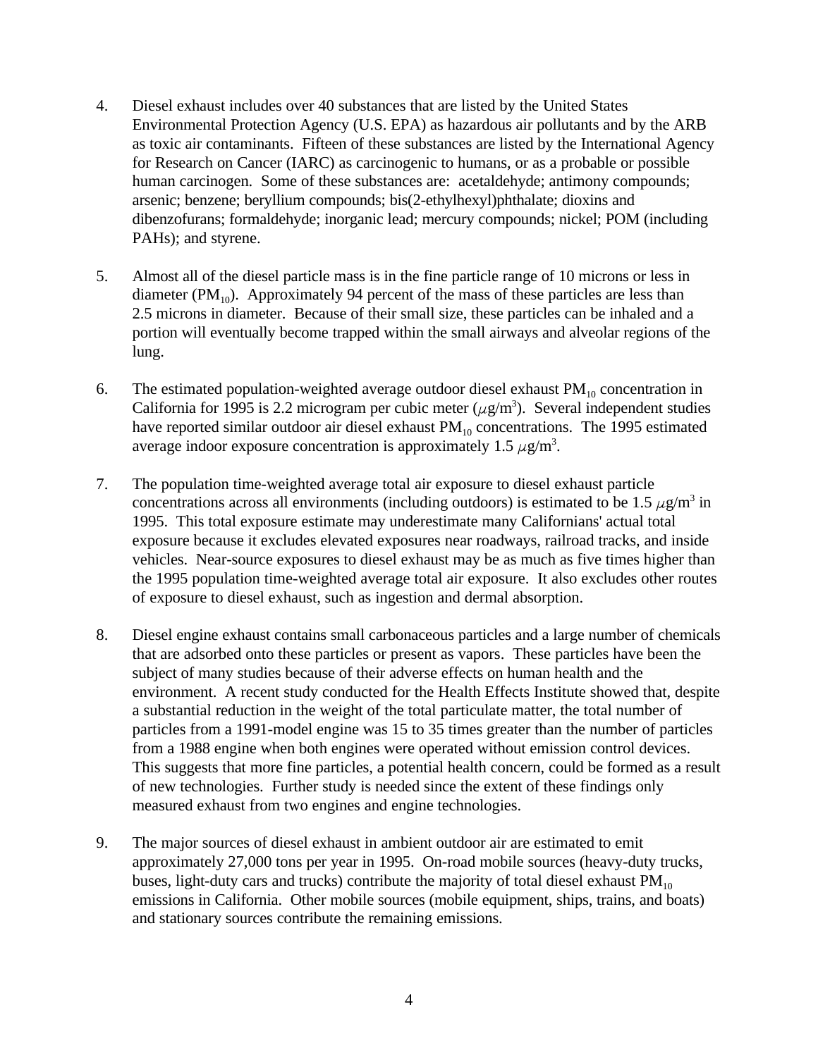4. Diesel exhaust includes over 40 substances that are listed by the United States Environmental Protection Agency (U.S. EPA) as hazardous air pollutants and by the ARB as toxic air contaminants. Fifteen of these substances are listed by the International Agency for Research on Cancer (IARC) as carcinogenic to humans, or as a probable or possible human carcinogen. Some of these substances are: acetaldehyde; antimony compounds; arsenic; benzene; beryllium compounds; bis(2-ethylhexyl)phthalate; dioxins and dibenzofurans; formaldehyde; inorganic lead; mercury compounds; nickel; POM (including PAHs); and styrene.

5. Almost all of the diesel particle mass is in the fine particle range of 10 microns or less in diameter ($PM_{10}$). Approximately 94 percent of the mass of these particles are less than 2.5 microns in diameter. Because of their small size, these particles can be inhaled and a portion will eventually become trapped within the small airways and alveolar regions of the lung.

6. The estimated population-weighted average outdoor diesel exhaust $PM_{10}$ concentration in California for 1995 is 2.2 microgram per cubic meter ($\mu g/m^3$). Several independent studies have reported similar outdoor air diesel exhaust $PM_{10}$ concentrations. The 1995 estimated average indoor exposure concentration is approximately 1.5 $\mu g/m^3$.

7. The population time-weighted average total air exposure to diesel exhaust particle concentrations across all environments (including outdoors) is estimated to be 1.5 $\mu g/m^3$ in 1995. This total exposure estimate may underestimate many Californians' actual total exposure because it excludes elevated exposures near roadways, railroad tracks, and inside vehicles. Near-source exposures to diesel exhaust may be as much as five times higher than the 1995 population time-weighted average total air exposure. It also excludes other routes of exposure to diesel exhaust, such as ingestion and dermal absorption.

8. Diesel engine exhaust contains small carbonaceous particles and a large number of chemicals that are adsorbed onto these particles or present as vapors. These particles have been the subject of many studies because of their adverse effects on human health and the environment. A recent study conducted for the Health Effects Institute showed that, despite a substantial reduction in the weight of the total particulate matter, the total number of particles from a 1991-model engine was 15 to 35 times greater than the number of particles from a 1988 engine when both engines were operated without emission control devices. This suggests that more fine particles, a potential health concern, could be formed as a result of new technologies. Further study is needed since the extent of these findings only measured exhaust from two engines and engine technologies.

9. The major sources of diesel exhaust in ambient outdoor air are estimated to emit approximately 27,000 tons per year in 1995. On-road mobile sources (heavy-duty trucks, buses, light-duty cars and trucks) contribute the majority of total diesel exhaust $PM_{10}$ emissions in California. Other mobile sources (mobile equipment, ships, trains, and boats) and stationary sources contribute the remaining emissions.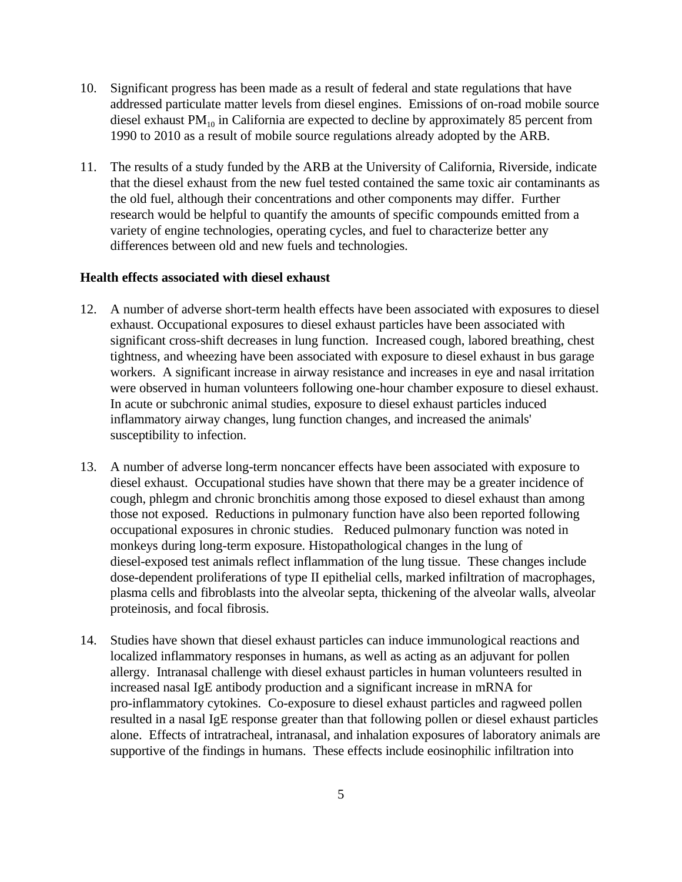10. Significant progress has been made as a result of federal and state regulations that have addressed particulate matter levels from diesel engines. Emissions of on-road mobile source diesel exhaust $PM_{10}$ in California are expected to decline by approximately 85 percent from 1990 to 2010 as a result of mobile source regulations already adopted by the ARB.

11. The results of a study funded by the ARB at the University of California, Riverside, indicate that the diesel exhaust from the new fuel tested contained the same toxic air contaminants as the old fuel, although their concentrations and other components may differ. Further research would be helpful to quantify the amounts of specific compounds emitted from a variety of engine technologies, operating cycles, and fuel to characterize better any differences between old and new fuels and technologies.

**Health effects associated with diesel exhaust**

12. A number of adverse short-term health effects have been associated with exposures to diesel exhaust. Occupational exposures to diesel exhaust particles have been associated with significant cross-shift decreases in lung function. Increased cough, labored breathing, chest tightness, and wheezing have been associated with exposure to diesel exhaust in bus garage workers. A significant increase in airway resistance and increases in eye and nasal irritation were observed in human volunteers following one-hour chamber exposure to diesel exhaust. In acute or subchronic animal studies, exposure to diesel exhaust particles induced inflammatory airway changes, lung function changes, and increased the animals' susceptibility to infection.

13. A number of adverse long-term noncancer effects have been associated with exposure to diesel exhaust. Occupational studies have shown that there may be a greater incidence of cough, phlegm and chronic bronchitis among those exposed to diesel exhaust than among those not exposed. Reductions in pulmonary function have also been reported following occupational exposures in chronic studies. Reduced pulmonary function was noted in monkeys during long-term exposure. Histopathological changes in the lung of diesel-exposed test animals reflect inflammation of the lung tissue. These changes include dose-dependent proliferations of type II epithelial cells, marked infiltration of macrophages, plasma cells and fibroblasts into the alveolar septa, thickening of the alveolar walls, alveolar proteinosis, and focal fibrosis.

14. Studies have shown that diesel exhaust particles can induce immunological reactions and localized inflammatory responses in humans, as well as acting as an adjuvant for pollen allergy. Intranasal challenge with diesel exhaust particles in human volunteers resulted in increased nasal IgE antibody production and a significant increase in mRNA for pro-inflammatory cytokines. Co-exposure to diesel exhaust particles and ragweed pollen resulted in a nasal IgE response greater than that following pollen or diesel exhaust particles alone. Effects of intratracheal, intranasal, and inhalation exposures of laboratory animals are supportive of the findings in humans. These effects include eosinophilic infiltration into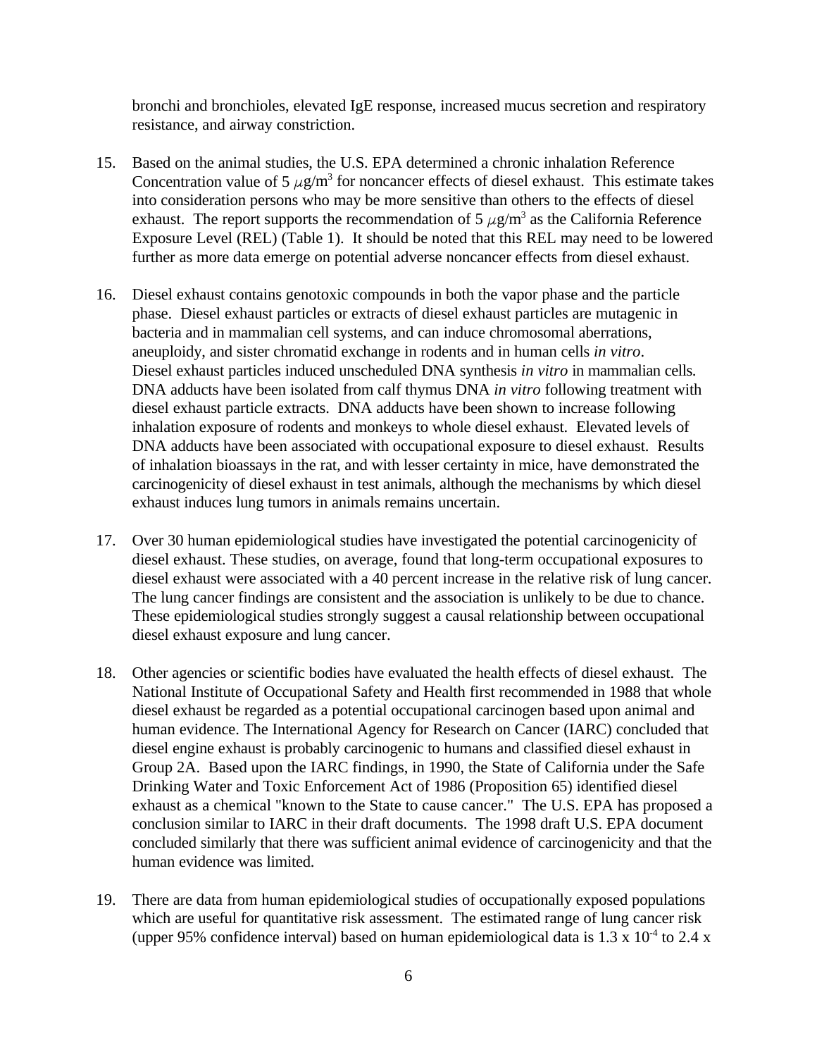bronchi and bronchioles, elevated IgE response, increased mucus secretion and respiratory resistance, and airway constriction.

15. Based on the animal studies, the U.S. EPA determined a chronic inhalation Reference Concentration value of 5 $\mu g/m^3$ for noncancer effects of diesel exhaust. This estimate takes into consideration persons who may be more sensitive than others to the effects of diesel exhaust. The report supports the recommendation of 5 $\mu g/m^3$ as the California Reference Exposure Level (REL) (Table 1). It should be noted that this REL may need to be lowered further as more data emerge on potential adverse noncancer effects from diesel exhaust.

16. Diesel exhaust contains genotoxic compounds in both the vapor phase and the particle phase. Diesel exhaust particles or extracts of diesel exhaust particles are mutagenic in bacteria and in mammalian cell systems, and can induce chromosomal aberrations, aneuploidy, and sister chromatid exchange in rodents and in human cells *in vitro*. Diesel exhaust particles induced unscheduled DNA synthesis *in vitro* in mammalian cells. DNA adducts have been isolated from calf thymus DNA *in vitro* following treatment with diesel exhaust particle extracts. DNA adducts have been shown to increase following inhalation exposure of rodents and monkeys to whole diesel exhaust. Elevated levels of DNA adducts have been associated with occupational exposure to diesel exhaust. Results of inhalation bioassays in the rat, and with lesser certainty in mice, have demonstrated the carcinogenicity of diesel exhaust in test animals, although the mechanisms by which diesel exhaust induces lung tumors in animals remains uncertain.

17. Over 30 human epidemiological studies have investigated the potential carcinogenicity of diesel exhaust. These studies, on average, found that long-term occupational exposures to diesel exhaust were associated with a 40 percent increase in the relative risk of lung cancer. The lung cancer findings are consistent and the association is unlikely to be due to chance. These epidemiological studies strongly suggest a causal relationship between occupational diesel exhaust exposure and lung cancer.

18. Other agencies or scientific bodies have evaluated the health effects of diesel exhaust. The National Institute of Occupational Safety and Health first recommended in 1988 that whole diesel exhaust be regarded as a potential occupational carcinogen based upon animal and human evidence. The International Agency for Research on Cancer (IARC) concluded that diesel engine exhaust is probably carcinogenic to humans and classified diesel exhaust in Group 2A. Based upon the IARC findings, in 1990, the State of California under the Safe Drinking Water and Toxic Enforcement Act of 1986 (Proposition 65) identified diesel exhaust as a chemical "known to the State to cause cancer." The U.S. EPA has proposed a conclusion similar to IARC in their draft documents. The 1998 draft U.S. EPA document concluded similarly that there was sufficient animal evidence of carcinogenicity and that the human evidence was limited.

19. There are data from human epidemiological studies of occupationally exposed populations which are useful for quantitative risk assessment. The estimated range of lung cancer risk (upper 95% confidence interval) based on human epidemiological data is $1.3 \times 10^{-4}$ to 2.4 x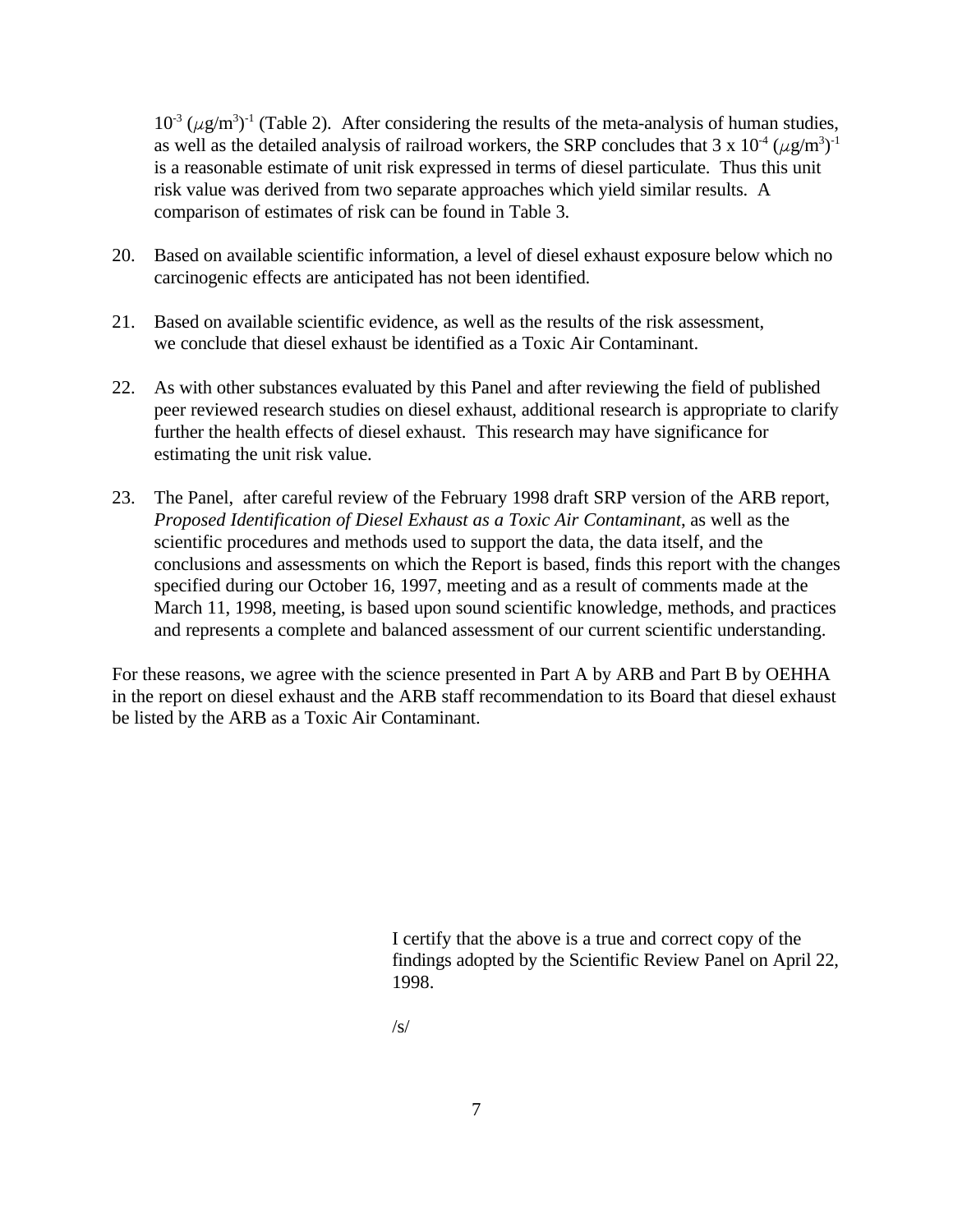$10^{-3}$ $(\mu g/m^3)^{-1}$ (Table 2). After considering the results of the meta-analysis of human studies, as well as the detailed analysis of railroad workers, the SRP concludes that $3 \times 10^{-4}$ $(\mu g/m^3)^{-1}$ is a reasonable estimate of unit risk expressed in terms of diesel particulate. Thus this unit risk value was derived from two separate approaches which yield similar results. A comparison of estimates of risk can be found in Table 3.

20. Based on available scientific information, a level of diesel exhaust exposure below which no carcinogenic effects are anticipated has not been identified.

21. Based on available scientific evidence, as well as the results of the risk assessment, we conclude that diesel exhaust be identified as a Toxic Air Contaminant.

22. As with other substances evaluated by this Panel and after reviewing the field of published peer reviewed research studies on diesel exhaust, additional research is appropriate to clarify further the health effects of diesel exhaust. This research may have significance for estimating the unit risk value.

23. The Panel, after careful review of the February 1998 draft SRP version of the ARB report, *Proposed Identification of Diesel Exhaust as a Toxic Air Contaminant*, as well as the scientific procedures and methods used to support the data, the data itself, and the conclusions and assessments on which the Report is based, finds this report with the changes specified during our October 16, 1997, meeting and as a result of comments made at the March 11, 1998, meeting, is based upon sound scientific knowledge, methods, and practices and represents a complete and balanced assessment of our current scientific understanding.

For these reasons, we agree with the science presented in Part A by ARB and Part B by OEHHA in the report on diesel exhaust and the ARB staff recommendation to its Board that diesel exhaust be listed by the ARB as a Toxic Air Contaminant.

I certify that the above is a true and correct copy of the findings adopted by the Scientific Review Panel on April 22, 1998.

/s/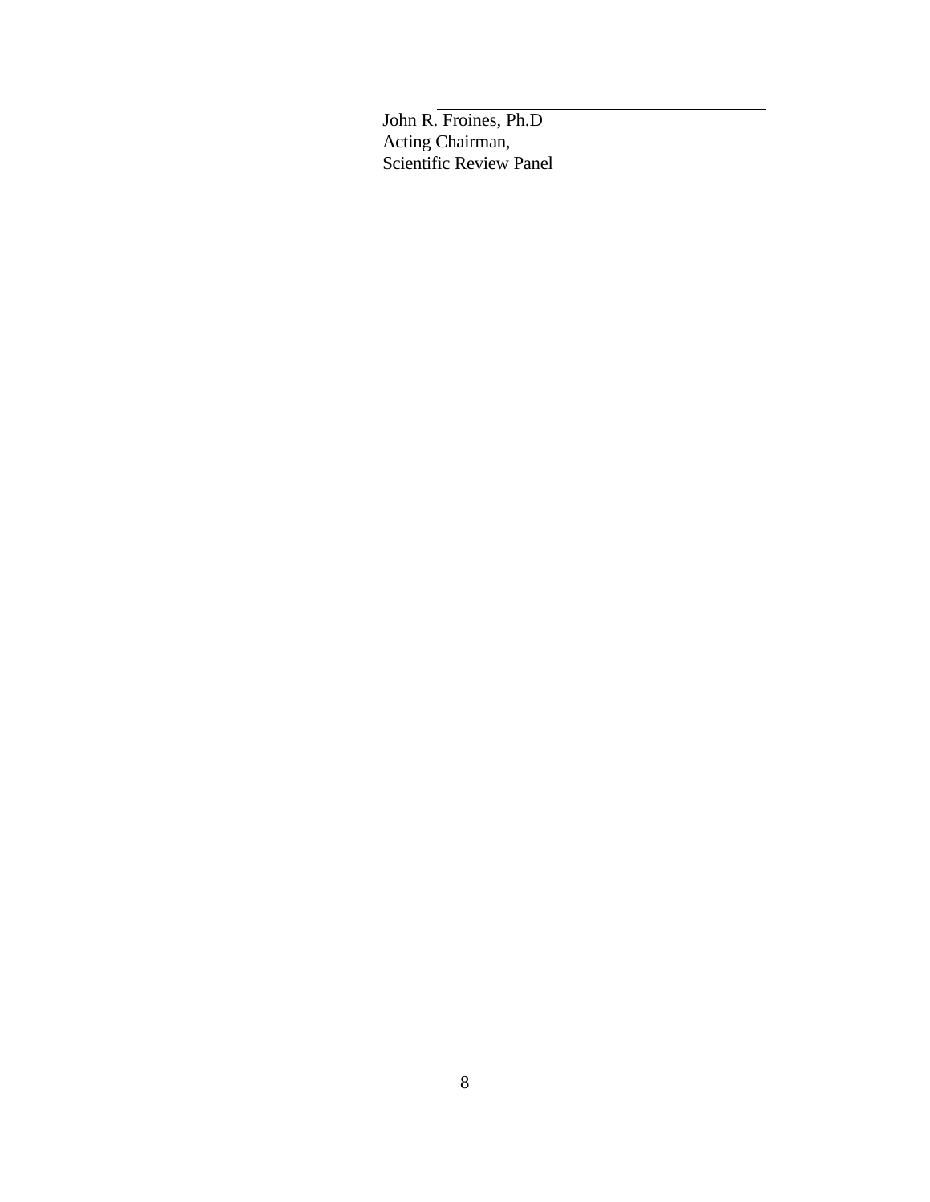John R. Froines, Ph.D
Acting Chairman,
Scientific Review Panel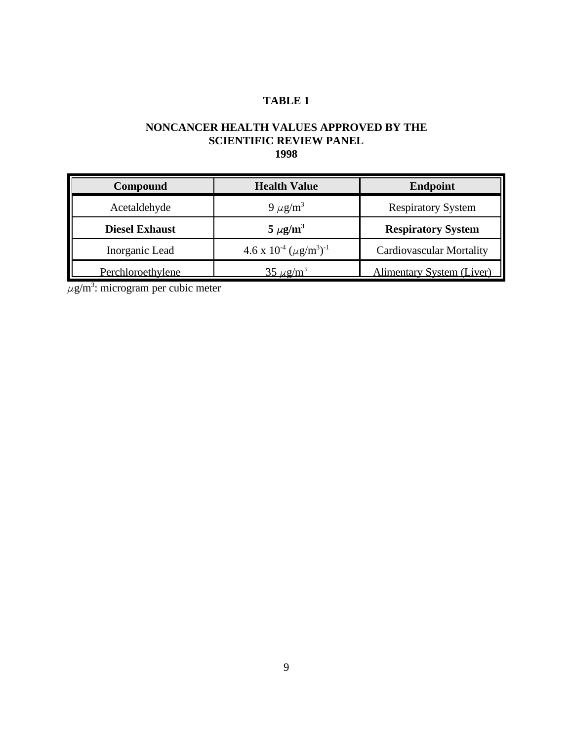**TABLE 1**

**NONCANCER HEALTH VALUES APPROVED BY THE SCIENTIFIC REVIEW PANEL 1998**

| Compound | Health Value | Endpoint |
|---|---|---|
| Acetaldehyde | 9 $\mu$g/m$^3$ | Respiratory System |
| **Diesel Exhaust** | **5 $\mu$g/m$^3$** | **Respiratory System** |
| Inorganic Lead | 4.6 x $10^{-4}$ ($\mu$g/m$^3$)$^{-1}$ | Cardiovascular Mortality |
| Perchloroethylene | 35 $\mu$g/m$^3$ | Alimentary System (Liver) |

$\mu$g/m$^3$: microgram per cubic meter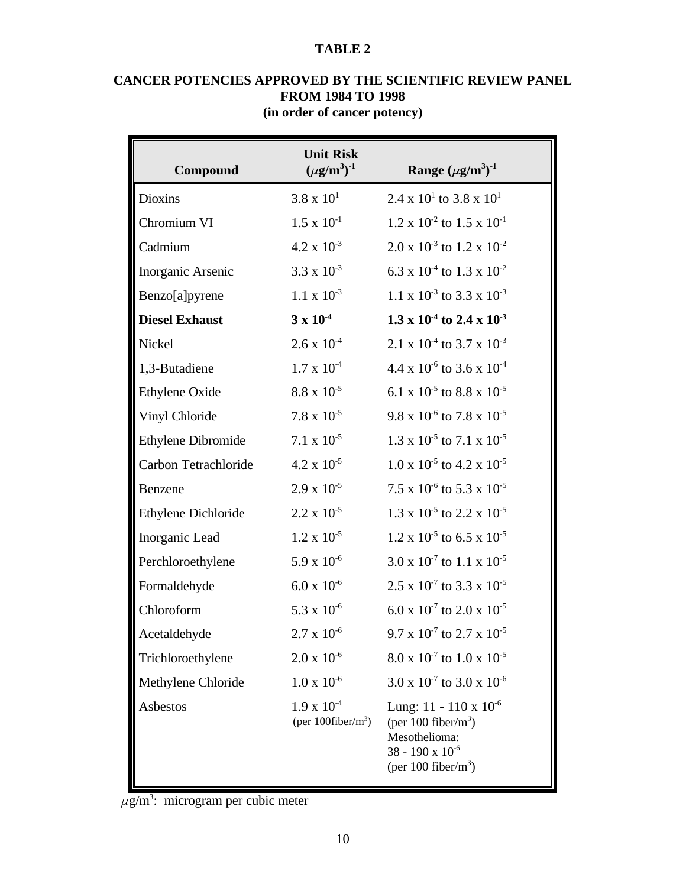**TABLE 2**

**CANCER POTENCIES APPROVED BY THE SCIENTIFIC REVIEW PANEL FROM 1984 TO 1998 (in order of cancer potency)**

| Compound | Unit Risk $(\mu g/m^3)^{-1}$ | Range $(\mu g/m^3)^{-1}$ |
|---|---|---|
| Dioxins | $3.8 \times 10^{1}$ | $2.4 \times 10^{1}$ to $3.8 \times 10^{1}$ |
| Chromium VI | $1.5 \times 10^{-1}$ | $1.2 \times 10^{-2}$ to $1.5 \times 10^{-1}$ |
| Cadmium | $4.2 \times 10^{-3}$ | $2.0 \times 10^{-3}$ to $1.2 \times 10^{-2}$ |
| Inorganic Arsenic | $3.3 \times 10^{-3}$ | $6.3 \times 10^{-4}$ to $1.3 \times 10^{-2}$ |
| Benzo[a]pyrene | $1.1 \times 10^{-3}$ | $1.1 \times 10^{-3}$ to $3.3 \times 10^{-3}$ |
| **Diesel Exhaust** | **$3 \times 10^{-4}$** | **$1.3 \times 10^{-4}$ to $2.4 \times 10^{-3}$** |
| Nickel | $2.6 \times 10^{-4}$ | $2.1 \times 10^{-4}$ to $3.7 \times 10^{-3}$ |
| 1,3-Butadiene | $1.7 \times 10^{-4}$ | $4.4 \times 10^{-6}$ to $3.6 \times 10^{-4}$ |
| Ethylene Oxide | $8.8 \times 10^{-5}$ | $6.1 \times 10^{-5}$ to $8.8 \times 10^{-5}$ |
| Vinyl Chloride | $7.8 \times 10^{-5}$ | $9.8 \times 10^{-6}$ to $7.8 \times 10^{-5}$ |
| Ethylene Dibromide | $7.1 \times 10^{-5}$ | $1.3 \times 10^{-5}$ to $7.1 \times 10^{-5}$ |
| Carbon Tetrachloride | $4.2 \times 10^{-5}$ | $1.0 \times 10^{-5}$ to $4.2 \times 10^{-5}$ |
| Benzene | $2.9 \times 10^{-5}$ | $7.5 \times 10^{-6}$ to $5.3 \times 10^{-5}$ |
| Ethylene Dichloride | $2.2 \times 10^{-5}$ | $1.3 \times 10^{-5}$ to $2.2 \times 10^{-5}$ |
| Inorganic Lead | $1.2 \times 10^{-5}$ | $1.2 \times 10^{-5}$ to $6.5 \times 10^{-5}$ |
| Perchloroethylene | $5.9 \times 10^{-6}$ | $3.0 \times 10^{-7}$ to $1.1 \times 10^{-5}$ |
| Formaldehyde | $6.0 \times 10^{-6}$ | $2.5 \times 10^{-7}$ to $3.3 \times 10^{-5}$ |
| Chloroform | $5.3 \times 10^{-6}$ | $6.0 \times 10^{-7}$ to $2.0 \times 10^{-5}$ |
| Acetaldehyde | $2.7 \times 10^{-6}$ | $9.7 \times 10^{-7}$ to $2.7 \times 10^{-5}$ |
| Trichloroethylene | $2.0 \times 10^{-6}$ | $8.0 \times 10^{-7}$ to $1.0 \times 10^{-5}$ |
| Methylene Chloride | $1.0 \times 10^{-6}$ | $3.0 \times 10^{-7}$ to $3.0 \times 10^{-6}$ |
| Asbestos | $1.9 \times 10^{-4}$ (per 100fiber/$m^3$) | Lung: $11 - 110 \times 10^{-6}$ (per 100 fiber/$m^3$) Mesothelioma: $38 - 190 \times 10^{-6}$ (per 100 fiber/$m^3$) |

$\mu g/m^3$: microgram per cubic meter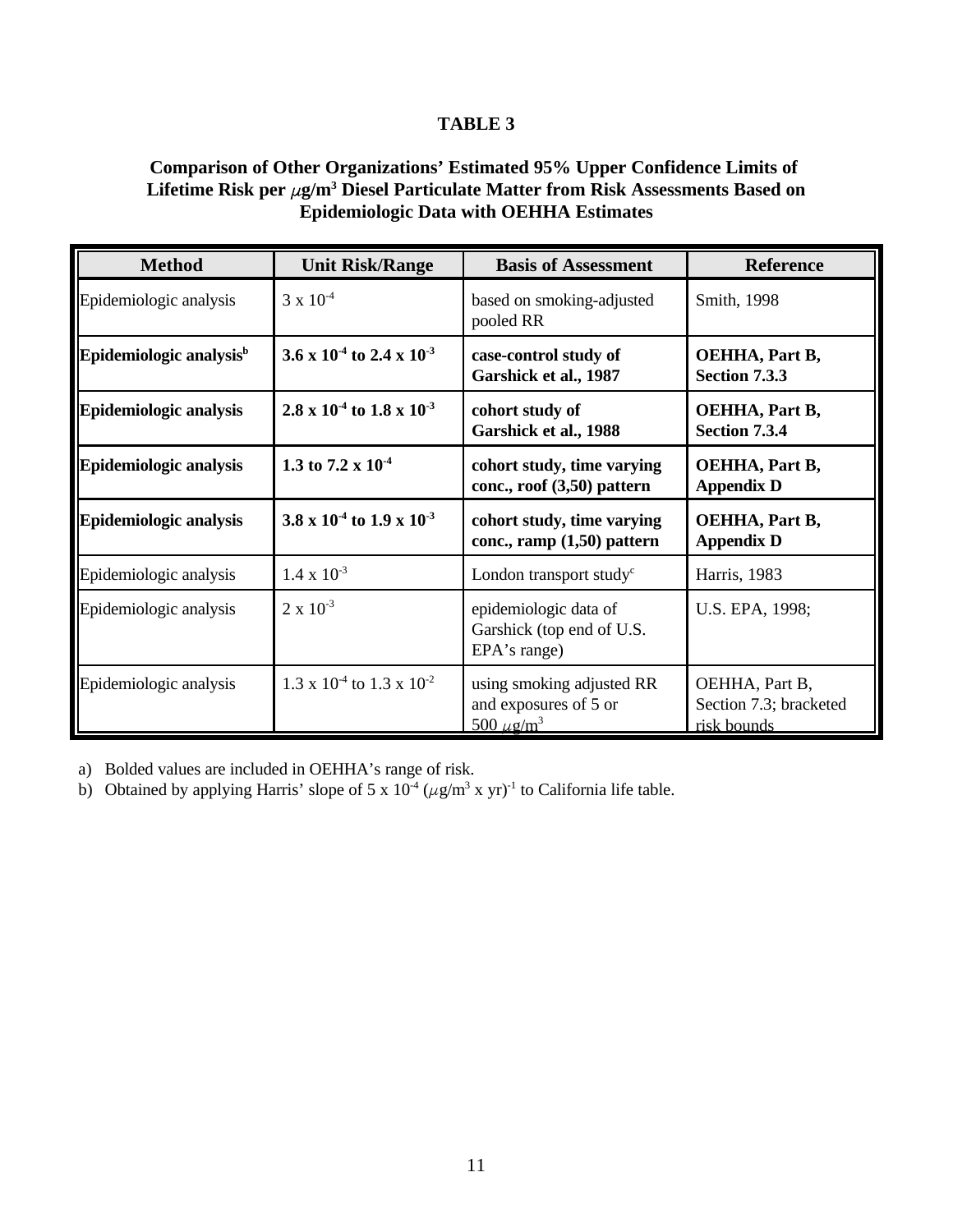**TABLE 3**

**Comparison of Other Organizations' Estimated 95% Upper Confidence Limits of Lifetime Risk per $\mu$g/m$^3$ Diesel Particulate Matter from Risk Assessments Based on Epidemiologic Data with OEHHA Estimates**

| Method | Unit Risk/Range | Basis of Assessment | Reference |
|---|---|---|---|
| Epidemiologic analysis | $3 \times 10^{-4}$ | based on smoking-adjusted pooled RR | Smith, 1998 |
| **Epidemiologic analysis[b]** | **$3.6 \times 10^{-4}$ to $2.4 \times 10^{-3}$** | **case-control study of Garshick et al., 1987** | **OEHHA, Part B, Section 7.3.3** |
| **Epidemiologic analysis** | **$2.8 \times 10^{-4}$ to $1.8 \times 10^{-3}$** | **cohort study of Garshick et al., 1988** | **OEHHA, Part B, Section 7.3.4** |
| **Epidemiologic analysis** | **1.3 to $7.2 \times 10^{-4}$** | **cohort study, time varying conc., roof (3,50) pattern** | **OEHHA, Part B, Appendix D** |
| **Epidemiologic analysis** | **$3.8 \times 10^{-4}$ to $1.9 \times 10^{-3}$** | **cohort study, time varying conc., ramp (1,50) pattern** | **OEHHA, Part B, Appendix D** |
| Epidemiologic analysis | $1.4 \times 10^{-3}$ | London transport study[c] | Harris, 1983 |
| Epidemiologic analysis | $2 \times 10^{-3}$ | epidemiologic data of Garshick (top end of U.S. EPA's range) | U.S. EPA, 1998; |
| Epidemiologic analysis | $1.3 \times 10^{-4}$ to $1.3 \times 10^{-2}$ | using smoking adjusted RR and exposures of 5 or 500 $\mu$g/m$^3$ | OEHHA, Part B, Section 7.3; bracketed risk bounds |

a) Bolded values are included in OEHHA's range of risk.

b) Obtained by applying Harris' slope of $5 \times 10^{-4}$ ($\mu$g/m$^3$ x yr)$^{-1}$ to California life table.